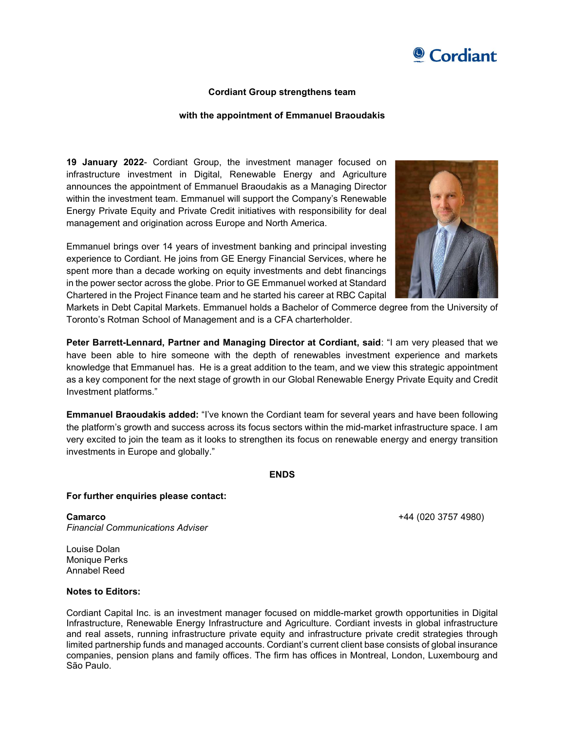**Cordiant Group strengthens team**

**with the appointment of Emmanuel Braoudakis**

**19 January 2022**- Cordiant Group, the investment manager focused on infrastructure investment in Digital, Renewable Energy and Agriculture announces the appointment of Emmanuel Braoudakis as a Managing Director within the investment team. Emmanuel will support the Company's Renewable Energy Private Equity and Private Credit initiatives with responsibility for deal management and origination across Europe and North America.

Emmanuel brings over 14 years of investment banking and principal investing experience to Cordiant. He joins from GE Energy Financial Services, where he spent more than a decade working on equity investments and debt financings in the power sector across the globe. Prior to GE Emmanuel worked at Standard Chartered in the Project Finance team and he started his career at RBC Capital Markets in Debt Capital Markets. Emmanuel holds a Bachelor of Commerce degree from the University of Toronto's Rotman School of Management and is a CFA charterholder.

**Peter Barrett-Lennard, Partner and Managing Director at Cordiant, said**: "I am very pleased that we have been able to hire someone with the depth of renewables investment experience and markets knowledge that Emmanuel has. He is a great addition to the team, and we view this strategic appointment as a key component for the next stage of growth in our Global Renewable Energy Private Equity and Credit Investment platforms."

**Emmanuel Braoudakis added:** "I've known the Cordiant team for several years and have been following the platform's growth and success across its focus sectors within the mid-market infrastructure space. I am very excited to join the team as it looks to strengthen its focus on renewable energy and energy transition investments in Europe and globally."

**ENDS**

**For further enquiries please contact:**

**Camarco** +44 (020 3757 4980)
*Financial Communications Adviser*

Louise Dolan
Monique Perks
Annabel Reed

**Notes to Editors:**

Cordiant Capital Inc. is an investment manager focused on middle-market growth opportunities in Digital Infrastructure, Renewable Energy Infrastructure and Agriculture. Cordiant invests in global infrastructure and real assets, running infrastructure private equity and infrastructure private credit strategies through limited partnership funds and managed accounts. Cordiant's current client base consists of global insurance companies, pension plans and family offices. The firm has offices in Montreal, London, Luxembourg and São Paulo.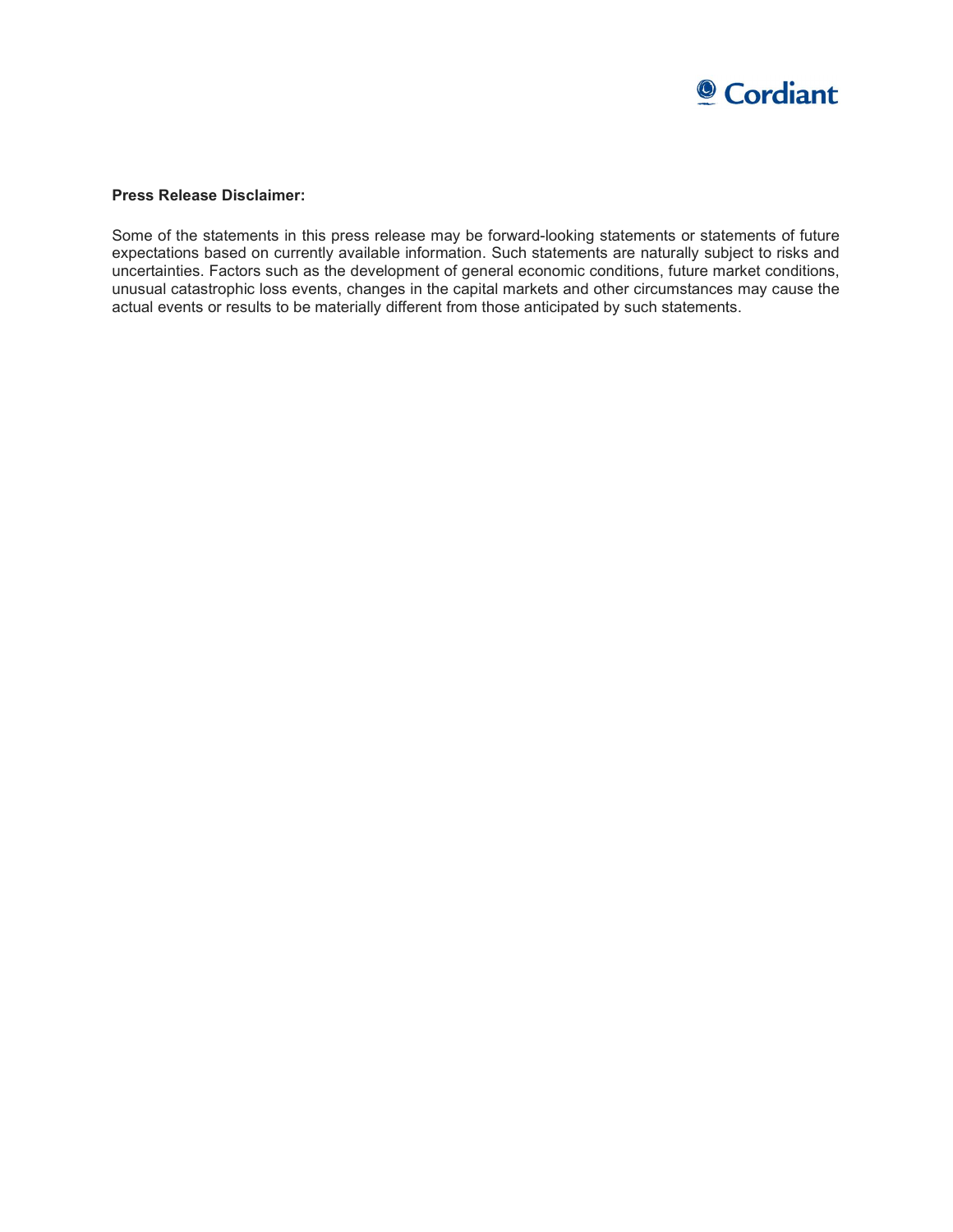**Press Release Disclaimer:**

Some of the statements in this press release may be forward-looking statements or statements of future expectations based on currently available information. Such statements are naturally subject to risks and uncertainties. Factors such as the development of general economic conditions, future market conditions, unusual catastrophic loss events, changes in the capital markets and other circumstances may cause the actual events or results to be materially different from those anticipated by such statements.